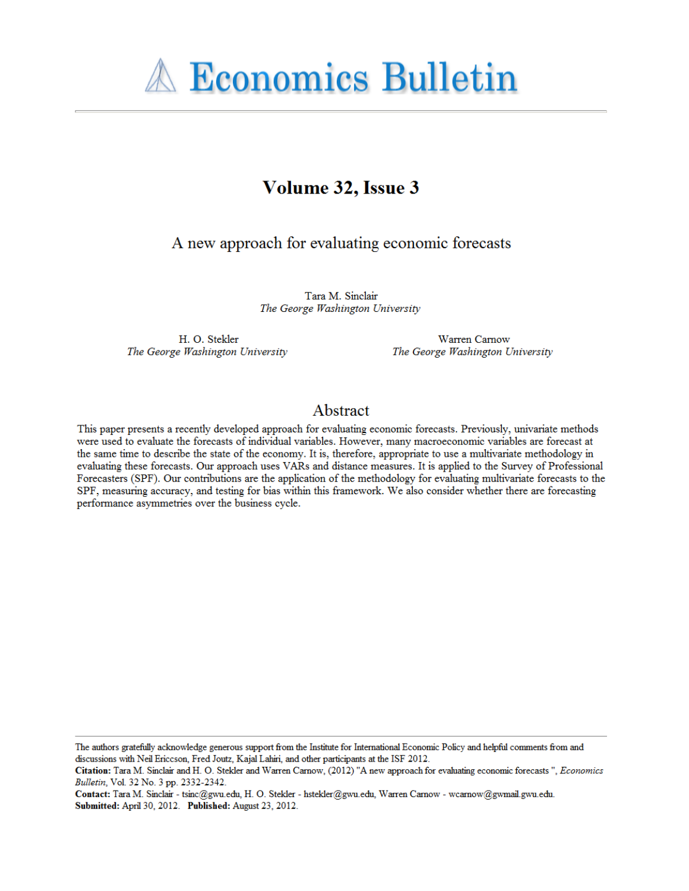# Economics Bulletin

## Volume 32, Issue 3

## A new approach for evaluating economic forecasts

Tara M. Sinclair
*The George Washington University*

H. O. Stekler
*The George Washington University*

Warren Carnow
*The George Washington University*

## Abstract

This paper presents a recently developed approach for evaluating economic forecasts. Previously, univariate methods were used to evaluate the forecasts of individual variables. However, many macroeconomic variables are forecast at the same time to describe the state of the economy. It is, therefore, appropriate to use a multivariate methodology in evaluating these forecasts. Our approach uses VARs and distance measures. It is applied to the Survey of Professional Forecasters (SPF). Our contributions are the application of the methodology for evaluating multivariate forecasts to the SPF, measuring accuracy, and testing for bias within this framework. We also consider whether there are forecasting performance asymmetries over the business cycle.

---

The authors gratefully acknowledge generous support from the Institute for International Economic Policy and helpful comments from and discussions with Neil Ericcson, Fred Joutz, Kajal Lahiri, and other participants at the ISF 2012.

**Citation:** Tara M. Sinclair and H. O. Stekler and Warren Carnow, (2012) "A new approach for evaluating economic forecasts ", *Economics Bulletin*, Vol. 32 No. 3 pp. 2332-2342.

**Contact:** Tara M. Sinclair - tsinc@gwu.edu, H. O. Stekler - hstekler@gwu.edu, Warren Carnow - wcarnow@gwmail.gwu.edu.

**Submitted:** April 30, 2012. **Published:** August 23, 2012.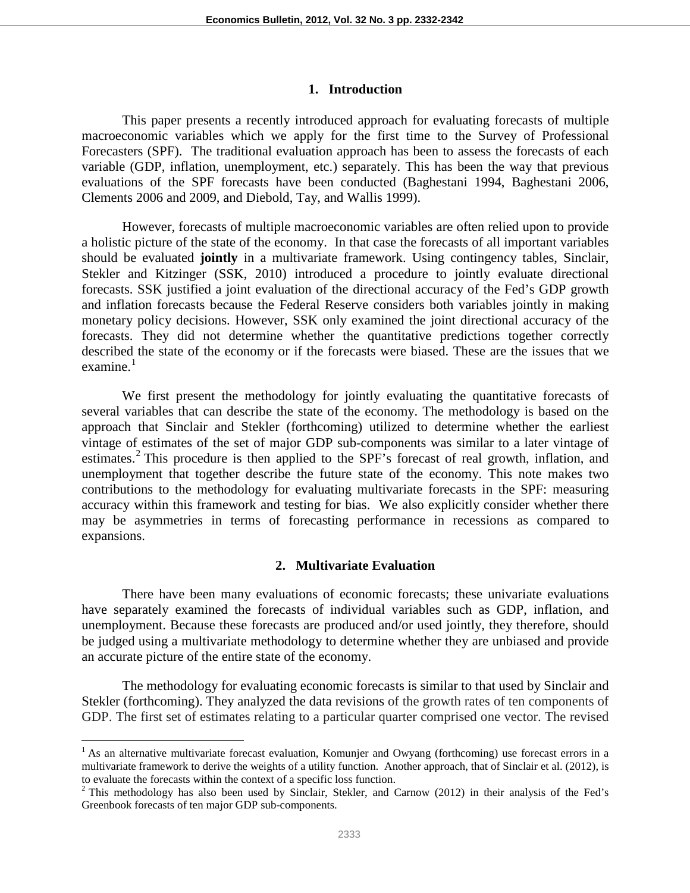## 1. Introduction

This paper presents a recently introduced approach for evaluating forecasts of multiple macroeconomic variables which we apply for the first time to the Survey of Professional Forecasters (SPF). The traditional evaluation approach has been to assess the forecasts of each variable (GDP, inflation, unemployment, etc.) separately. This has been the way that previous evaluations of the SPF forecasts have been conducted (Baghestani 1994, Baghestani 2006, Clements 2006 and 2009, and Diebold, Tay, and Wallis 1999).

However, forecasts of multiple macroeconomic variables are often relied upon to provide a holistic picture of the state of the economy. In that case the forecasts of all important variables should be evaluated **jointly** in a multivariate framework. Using contingency tables, Sinclair, Stekler and Kitzinger (SSK, 2010) introduced a procedure to jointly evaluate directional forecasts. SSK justified a joint evaluation of the directional accuracy of the Fed's GDP growth and inflation forecasts because the Federal Reserve considers both variables jointly in making monetary policy decisions. However, SSK only examined the joint directional accuracy of the forecasts. They did not determine whether the quantitative predictions together correctly described the state of the economy or if the forecasts were biased. These are the issues that we examine.[1]

We first present the methodology for jointly evaluating the quantitative forecasts of several variables that can describe the state of the economy. The methodology is based on the approach that Sinclair and Stekler (forthcoming) utilized to determine whether the earliest vintage of estimates of the set of major GDP sub-components was similar to a later vintage of estimates.[2] This procedure is then applied to the SPF's forecast of real growth, inflation, and unemployment that together describe the future state of the economy. This note makes two contributions to the methodology for evaluating multivariate forecasts in the SPF: measuring accuracy within this framework and testing for bias. We also explicitly consider whether there may be asymmetries in terms of forecasting performance in recessions as compared to expansions.

## 2. Multivariate Evaluation

There have been many evaluations of economic forecasts; these univariate evaluations have separately examined the forecasts of individual variables such as GDP, inflation, and unemployment. Because these forecasts are produced and/or used jointly, they therefore, should be judged using a multivariate methodology to determine whether they are unbiased and provide an accurate picture of the entire state of the economy.

The methodology for evaluating economic forecasts is similar to that used by Sinclair and Stekler (forthcoming). They analyzed the data revisions of the growth rates of ten components of GDP. The first set of estimates relating to a particular quarter comprised one vector. The revised

[1] As an alternative multivariate forecast evaluation, Komunjer and Owyang (forthcoming) use forecast errors in a multivariate framework to derive the weights of a utility function. Another approach, that of Sinclair et al. (2012), is to evaluate the forecasts within the context of a specific loss function.

[2] This methodology has also been used by Sinclair, Stekler, and Carnow (2012) in their analysis of the Fed's Greenbook forecasts of ten major GDP sub-components.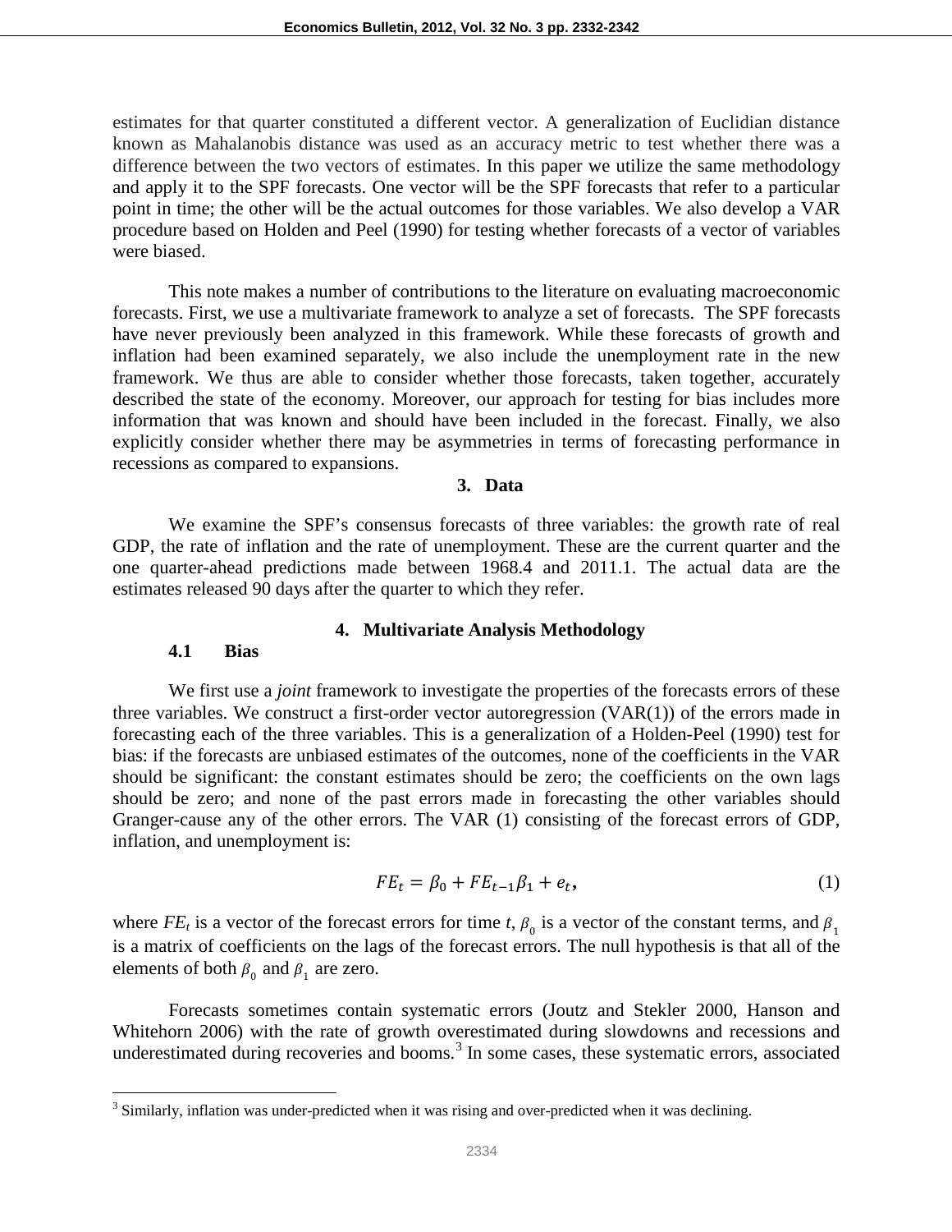estimates for that quarter constituted a different vector. A generalization of Euclidian distance known as Mahalanobis distance was used as an accuracy metric to test whether there was a difference between the two vectors of estimates. In this paper we utilize the same methodology and apply it to the SPF forecasts. One vector will be the SPF forecasts that refer to a particular point in time; the other will be the actual outcomes for those variables. We also develop a VAR procedure based on Holden and Peel (1990) for testing whether forecasts of a vector of variables were biased.

This note makes a number of contributions to the literature on evaluating macroeconomic forecasts. First, we use a multivariate framework to analyze a set of forecasts. The SPF forecasts have never previously been analyzed in this framework. While these forecasts of growth and inflation had been examined separately, we also include the unemployment rate in the new framework. We thus are able to consider whether those forecasts, taken together, accurately described the state of the economy. Moreover, our approach for testing for bias includes more information that was known and should have been included in the forecast. Finally, we also explicitly consider whether there may be asymmetries in terms of forecasting performance in recessions as compared to expansions.

## 3. Data

We examine the SPF's consensus forecasts of three variables: the growth rate of real GDP, the rate of inflation and the rate of unemployment. These are the current quarter and the one quarter-ahead predictions made between 1968.4 and 2011.1. The actual data are the estimates released 90 days after the quarter to which they refer.

## 4. Multivariate Analysis Methodology

### 4.1 Bias

We first use a *joint* framework to investigate the properties of the forecasts errors of these three variables. We construct a first-order vector autoregression (VAR(1)) of the errors made in forecasting each of the three variables. This is a generalization of a Holden-Peel (1990) test for bias: if the forecasts are unbiased estimates of the outcomes, none of the coefficients in the VAR should be significant: the constant estimates should be zero; the coefficients on the own lags should be zero; and none of the past errors made in forecasting the other variables should Granger-cause any of the other errors. The VAR (1) consisting of the forecast errors of GDP, inflation, and unemployment is:

$$FE_t = \beta_0 + FE_{t-1}\beta_1 + e_t, \tag{1}$$

where $FE_t$ is a vector of the forecast errors for time $t$, $\beta_0$ is a vector of the constant terms, and $\beta_1$ is a matrix of coefficients on the lags of the forecast errors. The null hypothesis is that all of the elements of both $\beta_0$ and $\beta_1$ are zero.

Forecasts sometimes contain systematic errors (Joutz and Stekler 2000, Hanson and Whitehorn 2006) with the rate of growth overestimated during slowdowns and recessions and underestimated during recoveries and booms.[3] In some cases, these systematic errors, associated

[3] Similarly, inflation was under-predicted when it was rising and over-predicted when it was declining.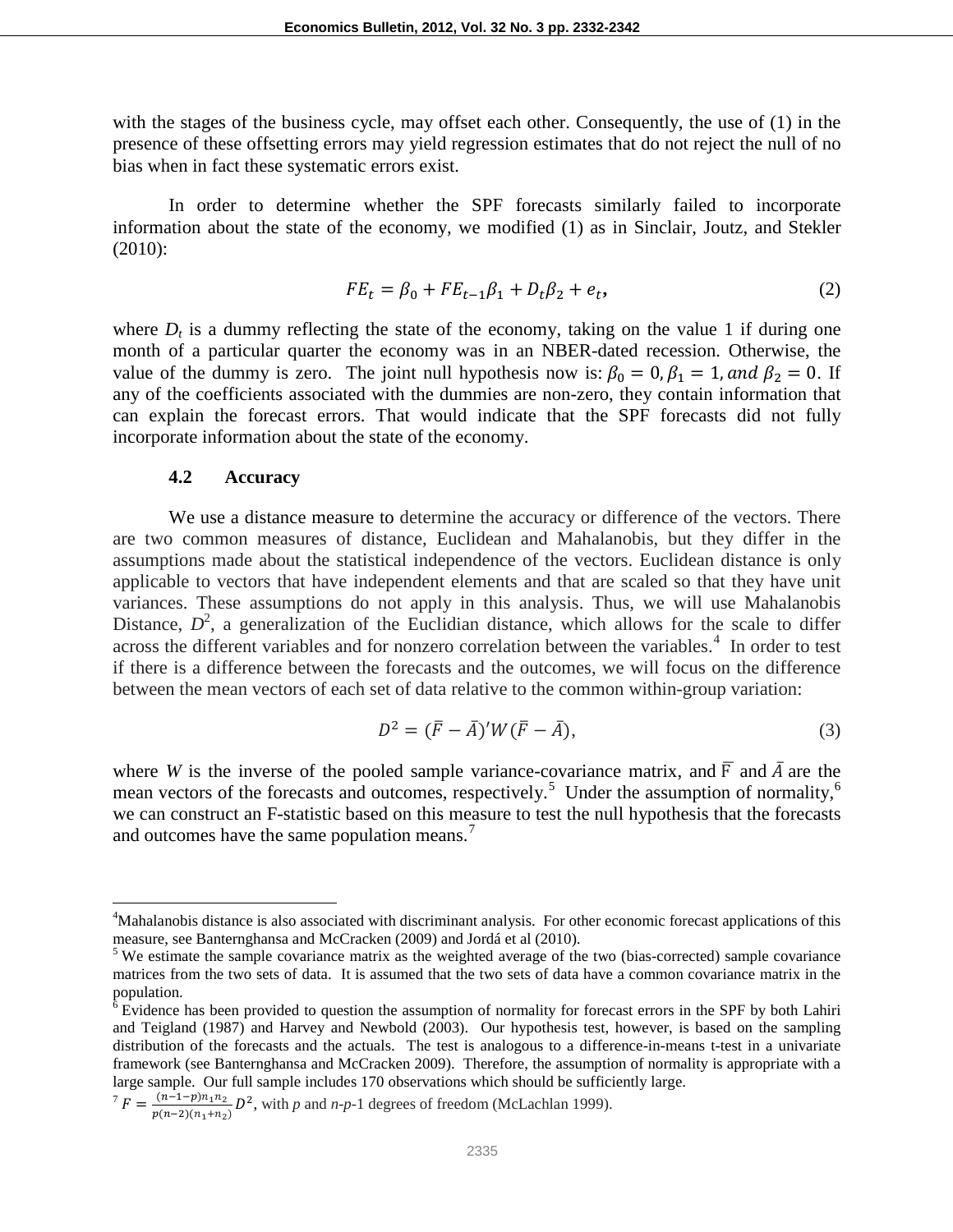with the stages of the business cycle, may offset each other. Consequently, the use of (1) in the presence of these offsetting errors may yield regression estimates that do not reject the null of no bias when in fact these systematic errors exist.

In order to determine whether the SPF forecasts similarly failed to incorporate information about the state of the economy, we modified (1) as in Sinclair, Joutz, and Stekler (2010):

$$FE_t = \beta_0 + FE_{t-1}\beta_1 + D_t\beta_2 + e_t, \tag{2}$$

where $D_t$ is a dummy reflecting the state of the economy, taking on the value 1 if during one month of a particular quarter the economy was in an NBER-dated recession. Otherwise, the value of the dummy is zero. The joint null hypothesis now is: $\beta_0 = 0, \beta_1 = 1, and\ \beta_2 = 0$. If any of the coefficients associated with the dummies are non-zero, they contain information that can explain the forecast errors. That would indicate that the SPF forecasts did not fully incorporate information about the state of the economy.

### 4.2 Accuracy

We use a distance measure to determine the accuracy or difference of the vectors. There are two common measures of distance, Euclidean and Mahalanobis, but they differ in the assumptions made about the statistical independence of the vectors. Euclidean distance is only applicable to vectors that have independent elements and that are scaled so that they have unit variances. These assumptions do not apply in this analysis. Thus, we will use Mahalanobis Distance, $D^2$, a generalization of the Euclidian distance, which allows for the scale to differ across the different variables and for nonzero correlation between the variables.[4] In order to test if there is a difference between the forecasts and the outcomes, we will focus on the difference between the mean vectors of each set of data relative to the common within-group variation:

$$D^2 = (\bar{F} - \bar{A})'W(\bar{F} - \bar{A}), \tag{3}$$

where $W$ is the inverse of the pooled sample variance-covariance matrix, and $\bar{F}$ and $\bar{A}$ are the mean vectors of the forecasts and outcomes, respectively.[5] Under the assumption of normality,[6] we can construct an F-statistic based on this measure to test the null hypothesis that the forecasts and outcomes have the same population means.[7]

---

[4]Mahalanobis distance is also associated with discriminant analysis. For other economic forecast applications of this measure, see Banternghansa and McCracken (2009) and Jordá et al (2010).

[5] We estimate the sample covariance matrix as the weighted average of the two (bias-corrected) sample covariance matrices from the two sets of data. It is assumed that the two sets of data have a common covariance matrix in the population.

[6] Evidence has been provided to question the assumption of normality for forecast errors in the SPF by both Lahiri and Teigland (1987) and Harvey and Newbold (2003). Our hypothesis test, however, is based on the sampling distribution of the forecasts and the actuals. The test is analogous to a difference-in-means t-test in a univariate framework (see Banternghansa and McCracken 2009). Therefore, the assumption of normality is appropriate with a large sample. Our full sample includes 170 observations which should be sufficiently large.

[7] $F = \frac{(n-1-p)n_1 n_2}{p(n-2)(n_1+n_2)} D^2$, with $p$ and $n$-$p$-1 degrees of freedom (McLachlan 1999).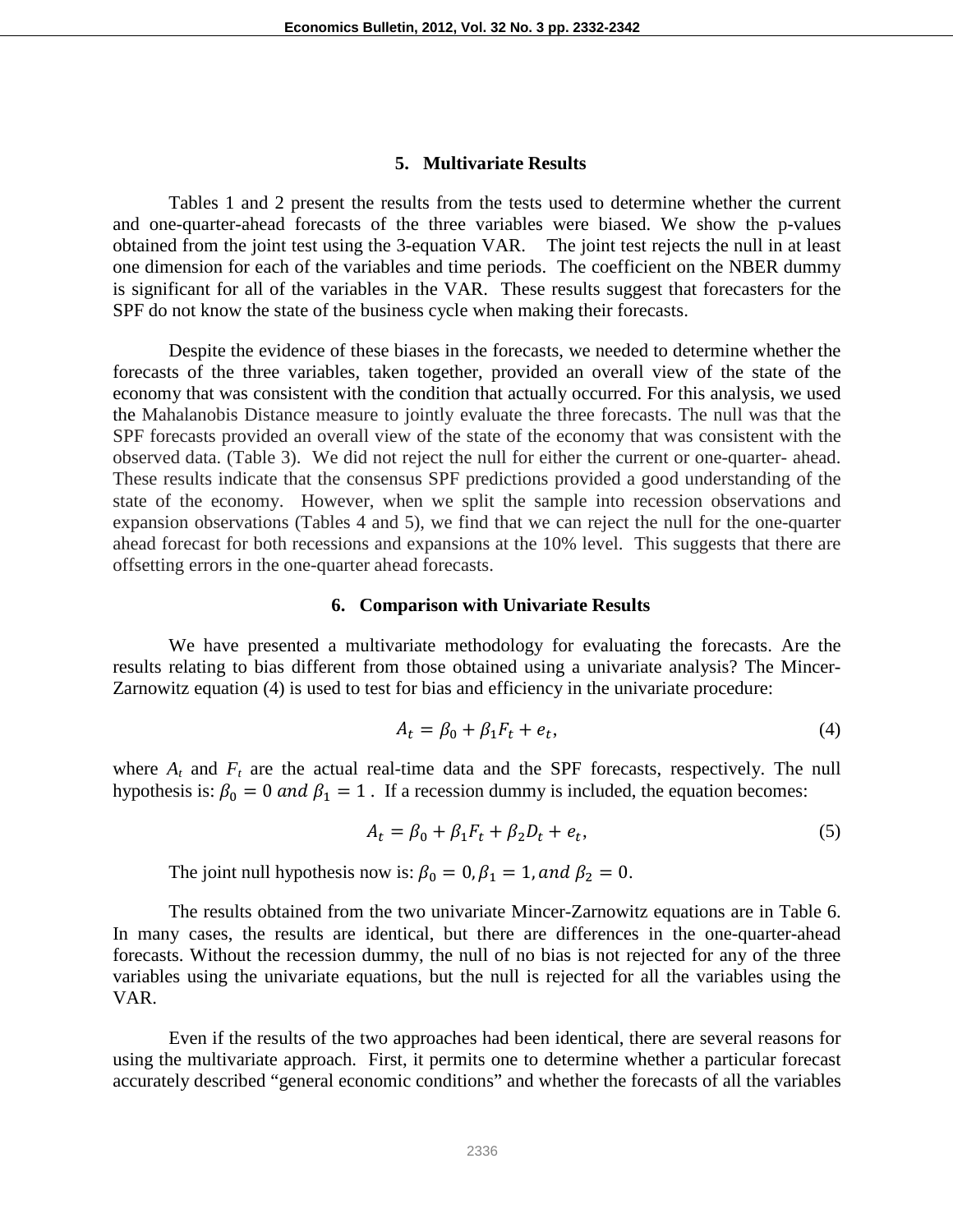## 5. Multivariate Results

Tables 1 and 2 present the results from the tests used to determine whether the current and one-quarter-ahead forecasts of the three variables were biased. We show the p-values obtained from the joint test using the 3-equation VAR. The joint test rejects the null in at least one dimension for each of the variables and time periods. The coefficient on the NBER dummy is significant for all of the variables in the VAR. These results suggest that forecasters for the SPF do not know the state of the business cycle when making their forecasts.

Despite the evidence of these biases in the forecasts, we needed to determine whether the forecasts of the three variables, taken together, provided an overall view of the state of the economy that was consistent with the condition that actually occurred. For this analysis, we used the Mahalanobis Distance measure to jointly evaluate the three forecasts. The null was that the SPF forecasts provided an overall view of the state of the economy that was consistent with the observed data. (Table 3). We did not reject the null for either the current or one-quarter- ahead. These results indicate that the consensus SPF predictions provided a good understanding of the state of the economy. However, when we split the sample into recession observations and expansion observations (Tables 4 and 5), we find that we can reject the null for the one-quarter ahead forecast for both recessions and expansions at the 10% level. This suggests that there are offsetting errors in the one-quarter ahead forecasts.

## 6. Comparison with Univariate Results

We have presented a multivariate methodology for evaluating the forecasts. Are the results relating to bias different from those obtained using a univariate analysis? The Mincer-Zarnowitz equation (4) is used to test for bias and efficiency in the univariate procedure:

$$A_t = \beta_0 + \beta_1 F_t + e_t, \tag{4}$$

where $A_t$ and $F_t$ are the actual real-time data and the SPF forecasts, respectively. The null hypothesis is: $\beta_0 = 0 \text{ and } \beta_1 = 1$ . If a recession dummy is included, the equation becomes:

$$A_t = \beta_0 + \beta_1 F_t + \beta_2 D_t + e_t, \tag{5}$$

The joint null hypothesis now is: $\beta_0 = 0, \beta_1 = 1, \text{and } \beta_2 = 0$.

The results obtained from the two univariate Mincer-Zarnowitz equations are in Table 6. In many cases, the results are identical, but there are differences in the one-quarter-ahead forecasts. Without the recession dummy, the null of no bias is not rejected for any of the three variables using the univariate equations, but the null is rejected for all the variables using the VAR.

Even if the results of the two approaches had been identical, there are several reasons for using the multivariate approach. First, it permits one to determine whether a particular forecast accurately described "general economic conditions" and whether the forecasts of all the variables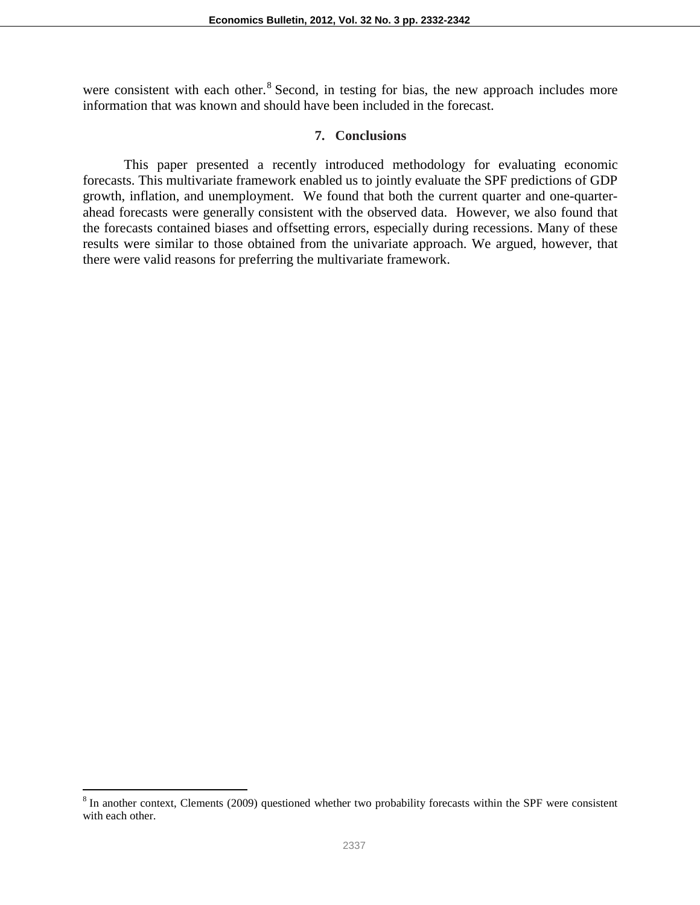were consistent with each other.[8] Second, in testing for bias, the new approach includes more information that was known and should have been included in the forecast.

## 7. Conclusions

This paper presented a recently introduced methodology for evaluating economic forecasts. This multivariate framework enabled us to jointly evaluate the SPF predictions of GDP growth, inflation, and unemployment. We found that both the current quarter and one-quarter-ahead forecasts were generally consistent with the observed data. However, we also found that the forecasts contained biases and offsetting errors, especially during recessions. Many of these results were similar to those obtained from the univariate approach. We argued, however, that there were valid reasons for preferring the multivariate framework.

[8] In another context, Clements (2009) questioned whether two probability forecasts within the SPF were consistent with each other.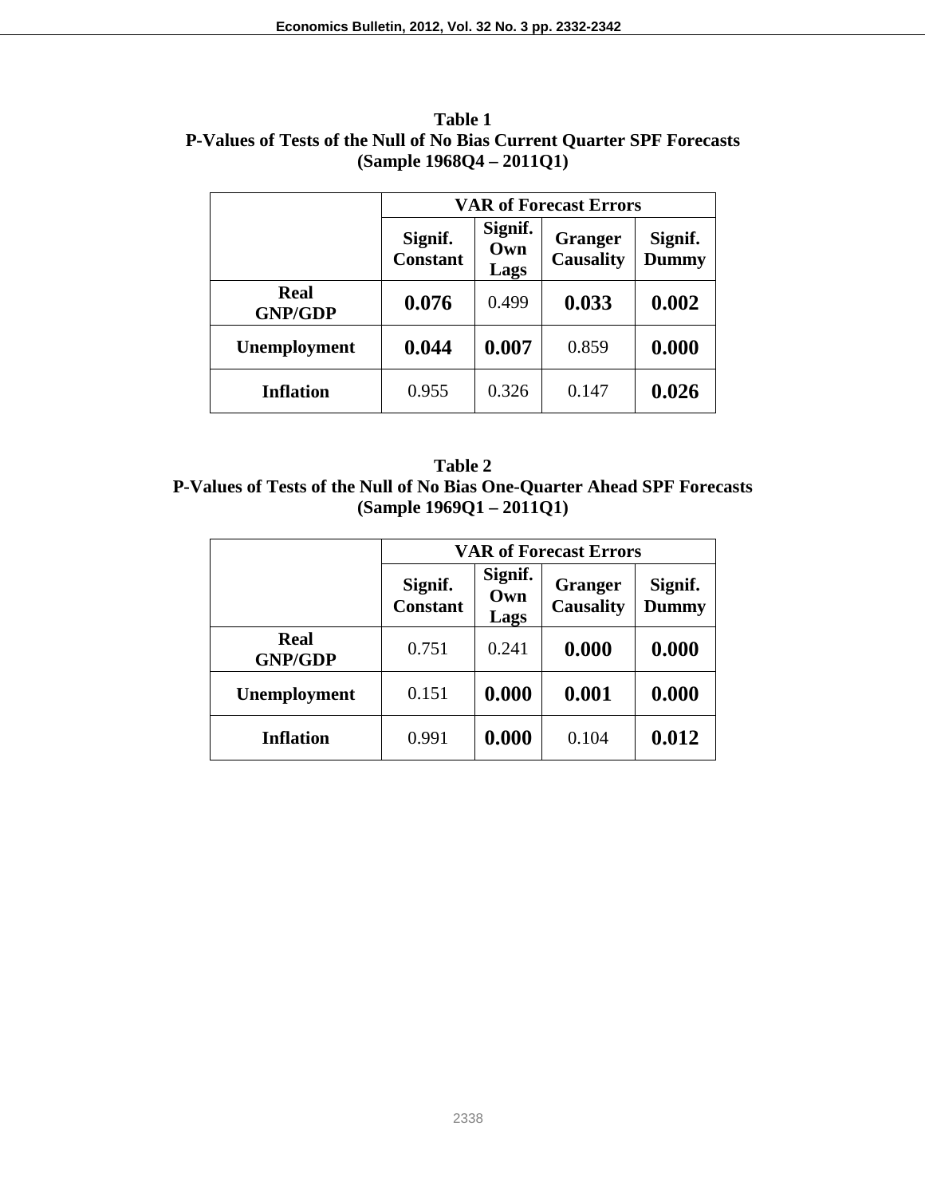**Table 1**
**P-Values of Tests of the Null of No Bias Current Quarter SPF Forecasts**
**(Sample 1968Q4 – 2011Q1)**

| | VAR of Forecast Errors | | | |
|---|---|---|---|---|
| | **Signif. Constant** | **Signif. Own Lags** | **Granger Causality** | **Signif. Dummy** |
| **Real GNP/GDP** | **0.076** | 0.499 | **0.033** | **0.002** |
| **Unemployment** | **0.044** | **0.007** | 0.859 | **0.000** |
| **Inflation** | 0.955 | 0.326 | 0.147 | **0.026** |

**Table 2**
**P-Values of Tests of the Null of No Bias One-Quarter Ahead SPF Forecasts**
**(Sample 1969Q1 – 2011Q1)**

| | VAR of Forecast Errors | | | |
|---|---|---|---|---|
| | **Signif. Constant** | **Signif. Own Lags** | **Granger Causality** | **Signif. Dummy** |
| **Real GNP/GDP** | 0.751 | 0.241 | **0.000** | **0.000** |
| **Unemployment** | 0.151 | **0.000** | **0.001** | **0.000** |
| **Inflation** | 0.991 | **0.000** | 0.104 | **0.012** |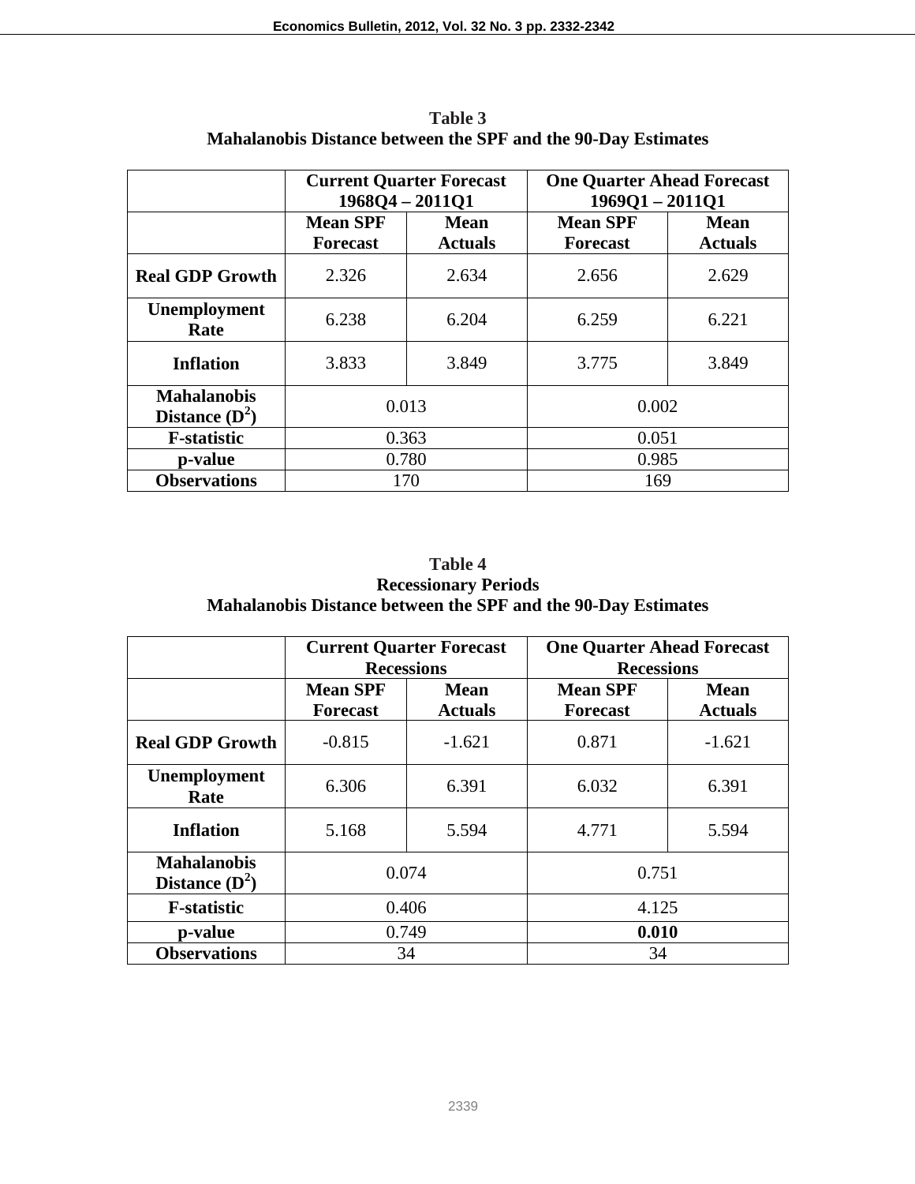**Table 3**
**Mahalanobis Distance between the SPF and the 90-Day Estimates**

| | Current Quarter Forecast 1968Q4 – 2011Q1 | | One Quarter Ahead Forecast 1969Q1 – 2011Q1 | |
|---|---|---|---|---|
| | **Mean SPF Forecast** | **Mean Actuals** | **Mean SPF Forecast** | **Mean Actuals** |
| **Real GDP Growth** | 2.326 | 2.634 | 2.656 | 2.629 |
| **Unemployment Rate** | 6.238 | 6.204 | 6.259 | 6.221 |
| **Inflation** | 3.833 | 3.849 | 3.775 | 3.849 |
| **Mahalanobis Distance ($D^2$)** | 0.013 | | 0.002 | |
| **F-statistic** | 0.363 | | 0.051 | |
| **p-value** | 0.780 | | 0.985 | |
| **Observations** | 170 | | 169 | |

**Table 4**
**Recessionary Periods**
**Mahalanobis Distance between the SPF and the 90-Day Estimates**

| | Current Quarter Forecast Recessions | | One Quarter Ahead Forecast Recessions | |
|---|---|---|---|---|
| | **Mean SPF Forecast** | **Mean Actuals** | **Mean SPF Forecast** | **Mean Actuals** |
| **Real GDP Growth** | -0.815 | -1.621 | 0.871 | -1.621 |
| **Unemployment Rate** | 6.306 | 6.391 | 6.032 | 6.391 |
| **Inflation** | 5.168 | 5.594 | 4.771 | 5.594 |
| **Mahalanobis Distance ($D^2$)** | 0.074 | | 0.751 | |
| **F-statistic** | 0.406 | | 4.125 | |
| **p-value** | 0.749 | | **0.010** | |
| **Observations** | 34 | | 34 | |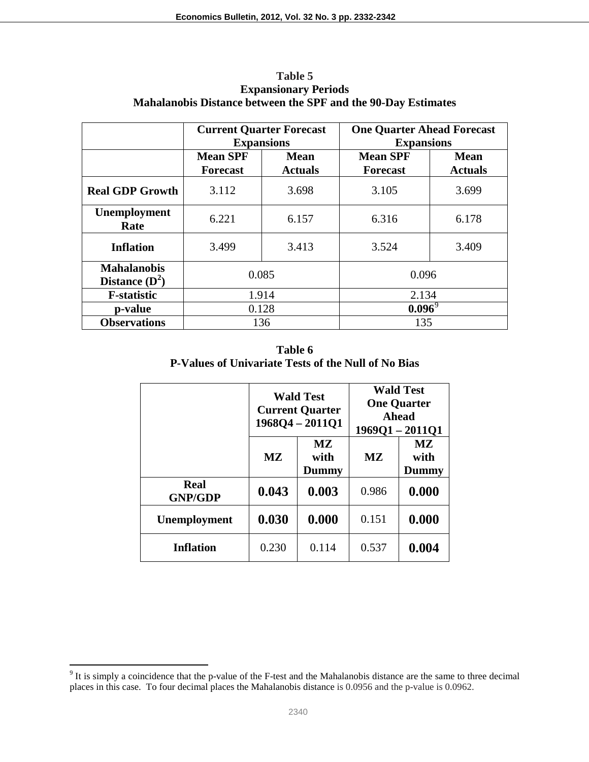**Table 5**
**Expansionary Periods**
**Mahalanobis Distance between the SPF and the 90-Day Estimates**

| | **Current Quarter Forecast Expansions** | | **One Quarter Ahead Forecast Expansions** | |
|---|---|---|---|---|
| | **Mean SPF Forecast** | **Mean Actuals** | **Mean SPF Forecast** | **Mean Actuals** |
| **Real GDP Growth** | 3.112 | 3.698 | 3.105 | 3.699 |
| **Unemployment Rate** | 6.221 | 6.157 | 6.316 | 6.178 |
| **Inflation** | 3.499 | 3.413 | 3.524 | 3.409 |
| **Mahalanobis Distance ($D^2$)** | 0.085 | | 0.096 | |
| **F-statistic** | 1.914 | | 2.134 | |
| **p-value** | 0.128 | | **0.096**[9] | |
| **Observations** | 136 | | 135 | |

**Table 6**
**P-Values of Univariate Tests of the Null of No Bias**

| | **Wald Test Current Quarter 1968Q4 – 2011Q1** | | **Wald Test One Quarter Ahead 1969Q1 – 2011Q1** | |
|---|---|---|---|---|
| | **MZ** | **MZ with Dummy** | **MZ** | **MZ with Dummy** |
| **Real GNP/GDP** | **0.043** | **0.003** | 0.986 | **0.000** |
| **Unemployment** | **0.030** | **0.000** | 0.151 | **0.000** |
| **Inflation** | 0.230 | 0.114 | 0.537 | **0.004** |

[9] It is simply a coincidence that the p-value of the F-test and the Mahalanobis distance are the same to three decimal places in this case. To four decimal places the Mahalanobis distance is 0.0956 and the p-value is 0.0962.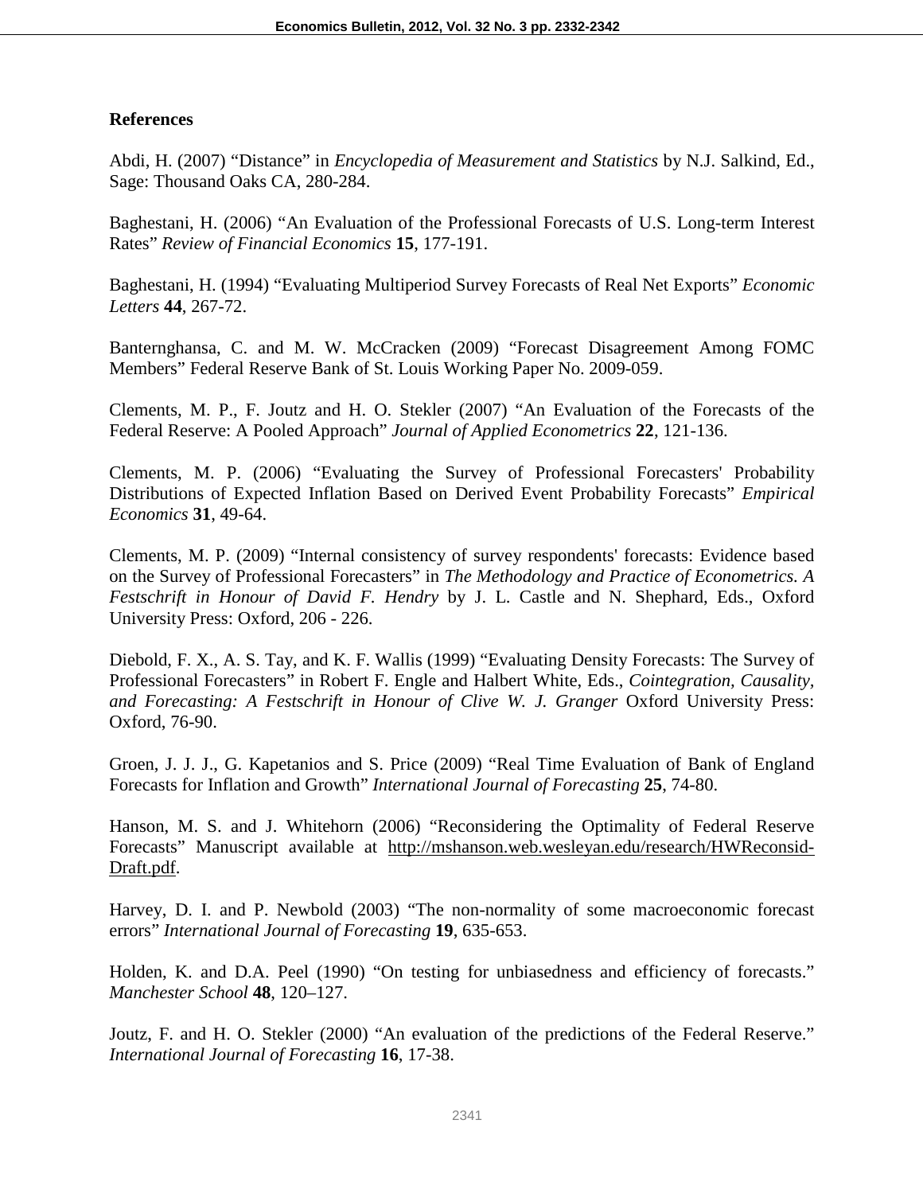## References

Abdi, H. (2007) "Distance" in *Encyclopedia of Measurement and Statistics* by N.J. Salkind, Ed., Sage: Thousand Oaks CA, 280-284.

Baghestani, H. (2006) "An Evaluation of the Professional Forecasts of U.S. Long-term Interest Rates" *Review of Financial Economics* **15**, 177-191.

Baghestani, H. (1994) "Evaluating Multiperiod Survey Forecasts of Real Net Exports" *Economic Letters* **44**, 267-72.

Banternghansa, C. and M. W. McCracken (2009) "Forecast Disagreement Among FOMC Members" Federal Reserve Bank of St. Louis Working Paper No. 2009-059.

Clements, M. P., F. Joutz and H. O. Stekler (2007) "An Evaluation of the Forecasts of the Federal Reserve: A Pooled Approach" *Journal of Applied Econometrics* **22**, 121-136.

Clements, M. P. (2006) "Evaluating the Survey of Professional Forecasters' Probability Distributions of Expected Inflation Based on Derived Event Probability Forecasts" *Empirical Economics* **31**, 49-64.

Clements, M. P. (2009) "Internal consistency of survey respondents' forecasts: Evidence based on the Survey of Professional Forecasters" in *The Methodology and Practice of Econometrics. A Festschrift in Honour of David F. Hendry* by J. L. Castle and N. Shephard, Eds., Oxford University Press: Oxford, 206 - 226.

Diebold, F. X., A. S. Tay, and K. F. Wallis (1999) "Evaluating Density Forecasts: The Survey of Professional Forecasters" in Robert F. Engle and Halbert White, Eds., *Cointegration, Causality, and Forecasting: A Festschrift in Honour of Clive W. J. Granger* Oxford University Press: Oxford, 76-90.

Groen, J. J. J., G. Kapetanios and S. Price (2009) "Real Time Evaluation of Bank of England Forecasts for Inflation and Growth" *International Journal of Forecasting* **25**, 74-80.

Hanson, M. S. and J. Whitehorn (2006) "Reconsidering the Optimality of Federal Reserve Forecasts" Manuscript available at http://mshanson.web.wesleyan.edu/research/HWReconsid-Draft.pdf.

Harvey, D. I. and P. Newbold (2003) "The non-normality of some macroeconomic forecast errors" *International Journal of Forecasting* **19**, 635-653.

Holden, K. and D.A. Peel (1990) "On testing for unbiasedness and efficiency of forecasts." *Manchester School* **48**, 120–127.

Joutz, F. and H. O. Stekler (2000) "An evaluation of the predictions of the Federal Reserve." *International Journal of Forecasting* **16**, 17-38.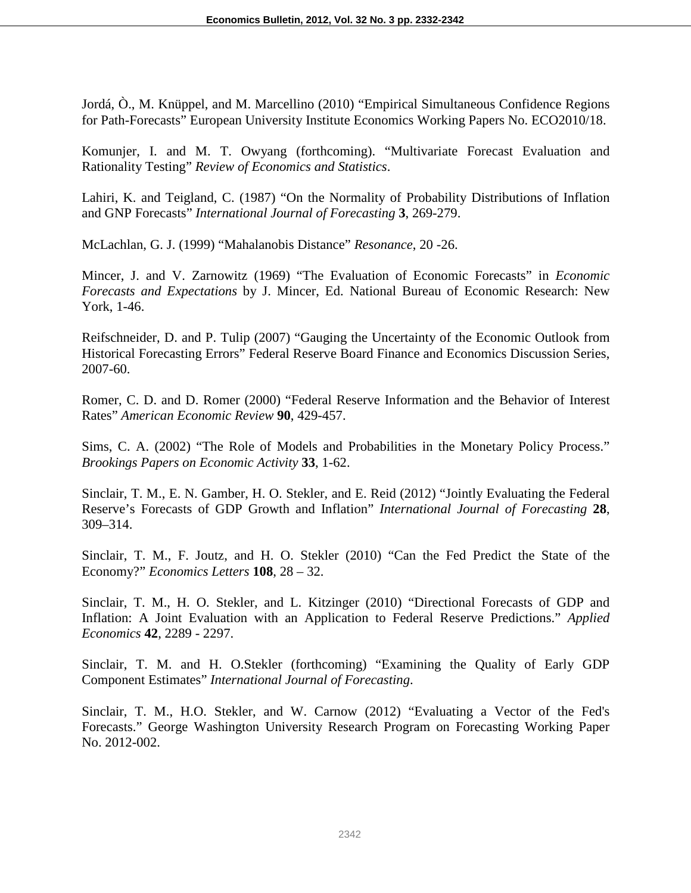Jordá, Ò., M. Knüppel, and M. Marcellino (2010) "Empirical Simultaneous Confidence Regions for Path-Forecasts" European University Institute Economics Working Papers No. ECO2010/18.

Komunjer, I. and M. T. Owyang (forthcoming). "Multivariate Forecast Evaluation and Rationality Testing" *Review of Economics and Statistics*.

Lahiri, K. and Teigland, C. (1987) "On the Normality of Probability Distributions of Inflation and GNP Forecasts" *International Journal of Forecasting* **3**, 269-279.

McLachlan, G. J. (1999) "Mahalanobis Distance" *Resonance*, 20 -26.

Mincer, J. and V. Zarnowitz (1969) "The Evaluation of Economic Forecasts" in *Economic Forecasts and Expectations* by J. Mincer, Ed. National Bureau of Economic Research: New York, 1-46.

Reifschneider, D. and P. Tulip (2007) "Gauging the Uncertainty of the Economic Outlook from Historical Forecasting Errors" Federal Reserve Board Finance and Economics Discussion Series, 2007-60.

Romer, C. D. and D. Romer (2000) "Federal Reserve Information and the Behavior of Interest Rates" *American Economic Review* **90**, 429-457.

Sims, C. A. (2002) "The Role of Models and Probabilities in the Monetary Policy Process." *Brookings Papers on Economic Activity* **33**, 1-62.

Sinclair, T. M., E. N. Gamber, H. O. Stekler, and E. Reid (2012) "Jointly Evaluating the Federal Reserve's Forecasts of GDP Growth and Inflation" *International Journal of Forecasting* **28**, 309–314.

Sinclair, T. M., F. Joutz, and H. O. Stekler (2010) "Can the Fed Predict the State of the Economy?" *Economics Letters* **108**, 28 – 32.

Sinclair, T. M., H. O. Stekler, and L. Kitzinger (2010) "Directional Forecasts of GDP and Inflation: A Joint Evaluation with an Application to Federal Reserve Predictions." *Applied Economics* **42**, 2289 - 2297.

Sinclair, T. M. and H. O.Stekler (forthcoming) "Examining the Quality of Early GDP Component Estimates" *International Journal of Forecasting*.

Sinclair, T. M., H.O. Stekler, and W. Carnow (2012) "Evaluating a Vector of the Fed's Forecasts." George Washington University Research Program on Forecasting Working Paper No. 2012-002.